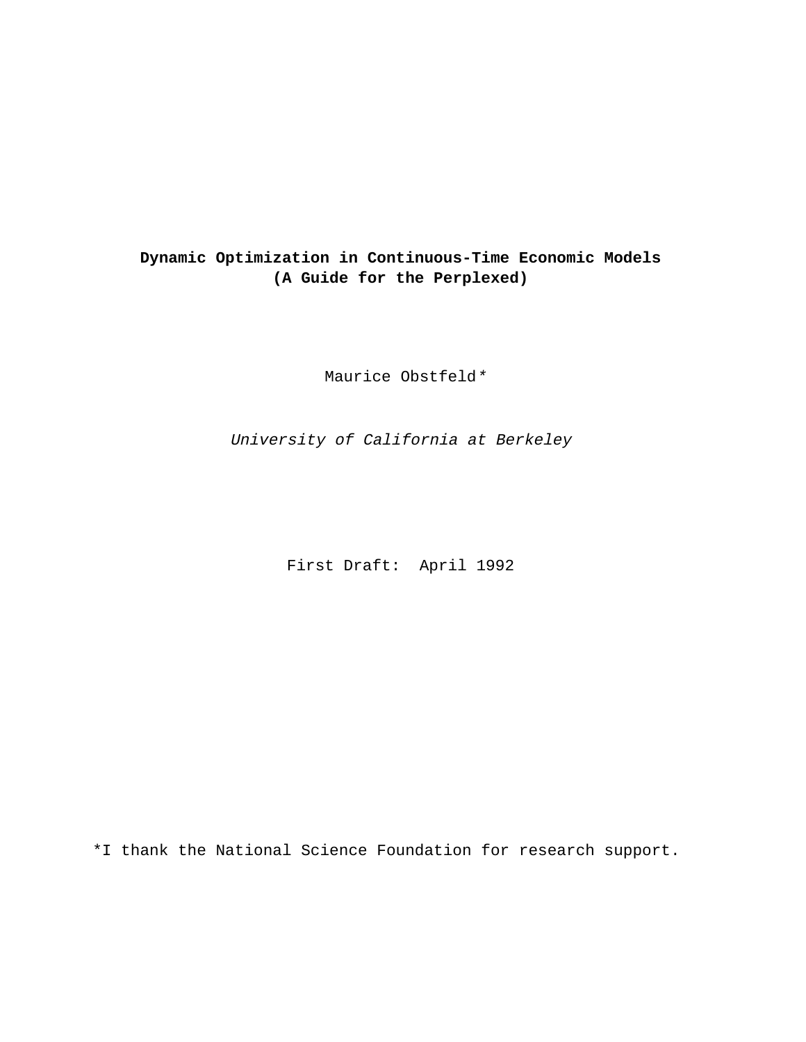# Dynamic Optimization in Continuous-Time Economic Models
## (A Guide for the Perplexed)

Maurice Obstfeld*

*University of California at Berkeley*

First Draft: April 1992

*I thank the National Science Foundation for research support.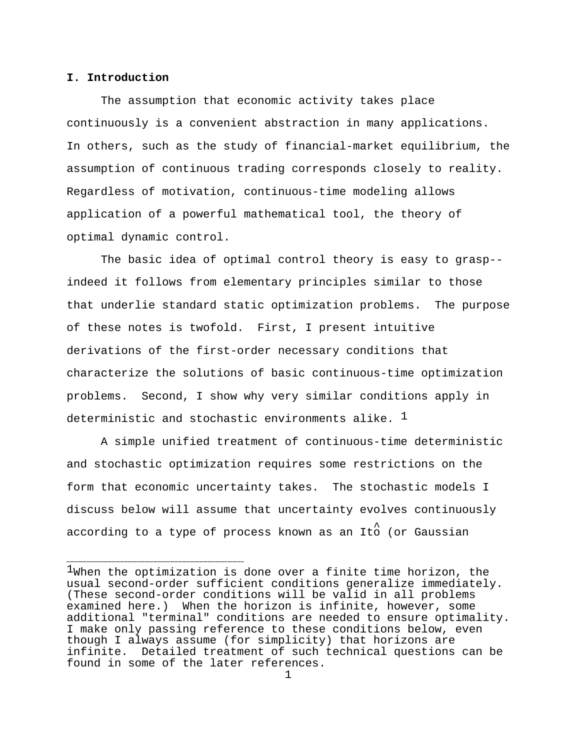**I. Introduction**

The assumption that economic activity takes place continuously is a convenient abstraction in many applications. In others, such as the study of financial-market equilibrium, the assumption of continuous trading corresponds closely to reality. Regardless of motivation, continuous-time modeling allows application of a powerful mathematical tool, the theory of optimal dynamic control.

The basic idea of optimal control theory is easy to grasp--indeed it follows from elementary principles similar to those that underlie standard static optimization problems. The purpose of these notes is twofold. First, I present intuitive derivations of the first-order necessary conditions that characterize the solutions of basic continuous-time optimization problems. Second, I show why very similar conditions apply in deterministic and stochastic environments alike. [1]

A simple unified treatment of continuous-time deterministic and stochastic optimization requires some restrictions on the form that economic uncertainty takes. The stochastic models I discuss below will assume that uncertainty evolves continuously according to a type of process known as an Itô (or Gaussian

---

[1] When the optimization is done over a finite time horizon, the usual second-order sufficient conditions generalize immediately. (These second-order conditions will be valid in all problems examined here.) When the horizon is infinite, however, some additional "terminal" conditions are needed to ensure optimality. I make only passing reference to these conditions below, even though I always assume (for simplicity) that horizons are infinite. Detailed treatment of such technical questions can be found in some of the later references.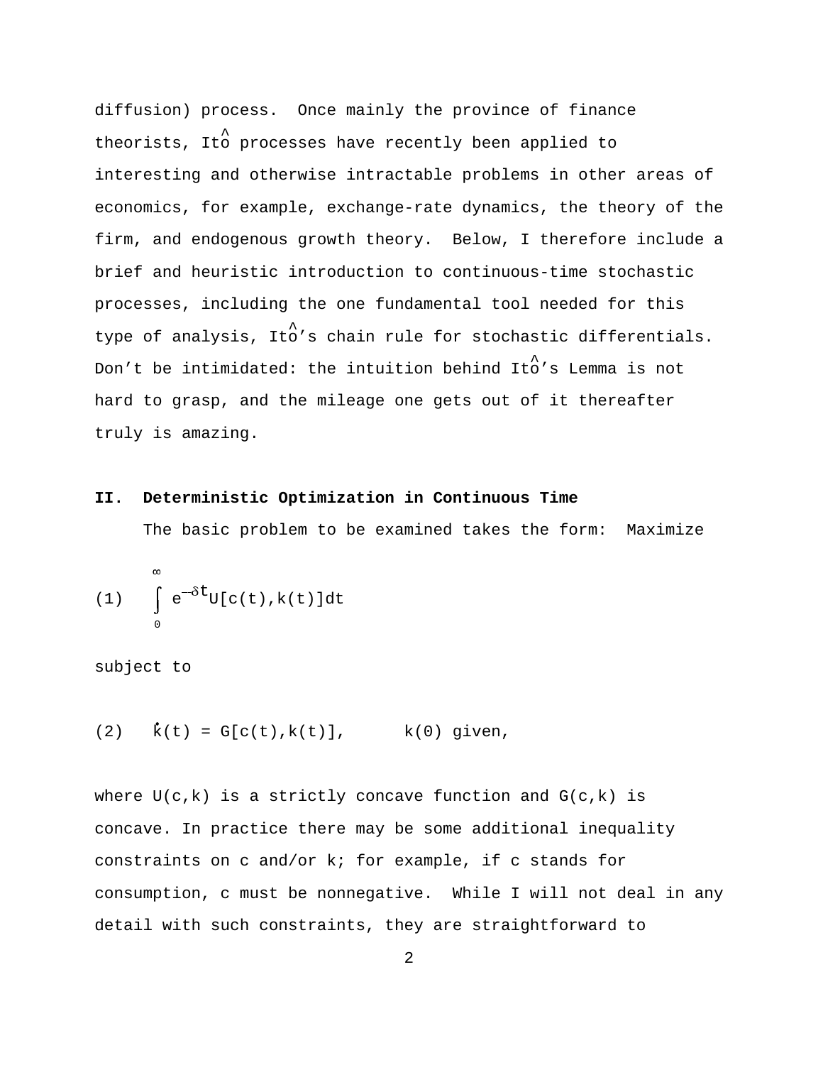diffusion) process. Once mainly the province of finance theorists, Itô processes have recently been applied to interesting and otherwise intractable problems in other areas of economics, for example, exchange-rate dynamics, the theory of the firm, and endogenous growth theory. Below, I therefore include a brief and heuristic introduction to continuous-time stochastic processes, including the one fundamental tool needed for this type of analysis, Itô's chain rule for stochastic differentials. Don't be intimidated: the intuition behind Itô's Lemma is not hard to grasp, and the mileage one gets out of it thereafter truly is amazing.

## II. Deterministic Optimization in Continuous Time

The basic problem to be examined takes the form: Maximize

$$(1) \quad \int_0^\infty e^{-\delta t} U[c(t),k(t)]dt$$

subject to

$$(2) \quad \dot{k}(t) = G[c(t),k(t)], \qquad k(0) \text{ given},$$

where $U(c,k)$ is a strictly concave function and $G(c,k)$ is concave. In practice there may be some additional inequality constraints on $c$ and/or $k$; for example, if $c$ stands for consumption, $c$ must be nonnegative. While I will not deal in any detail with such constraints, they are straightforward to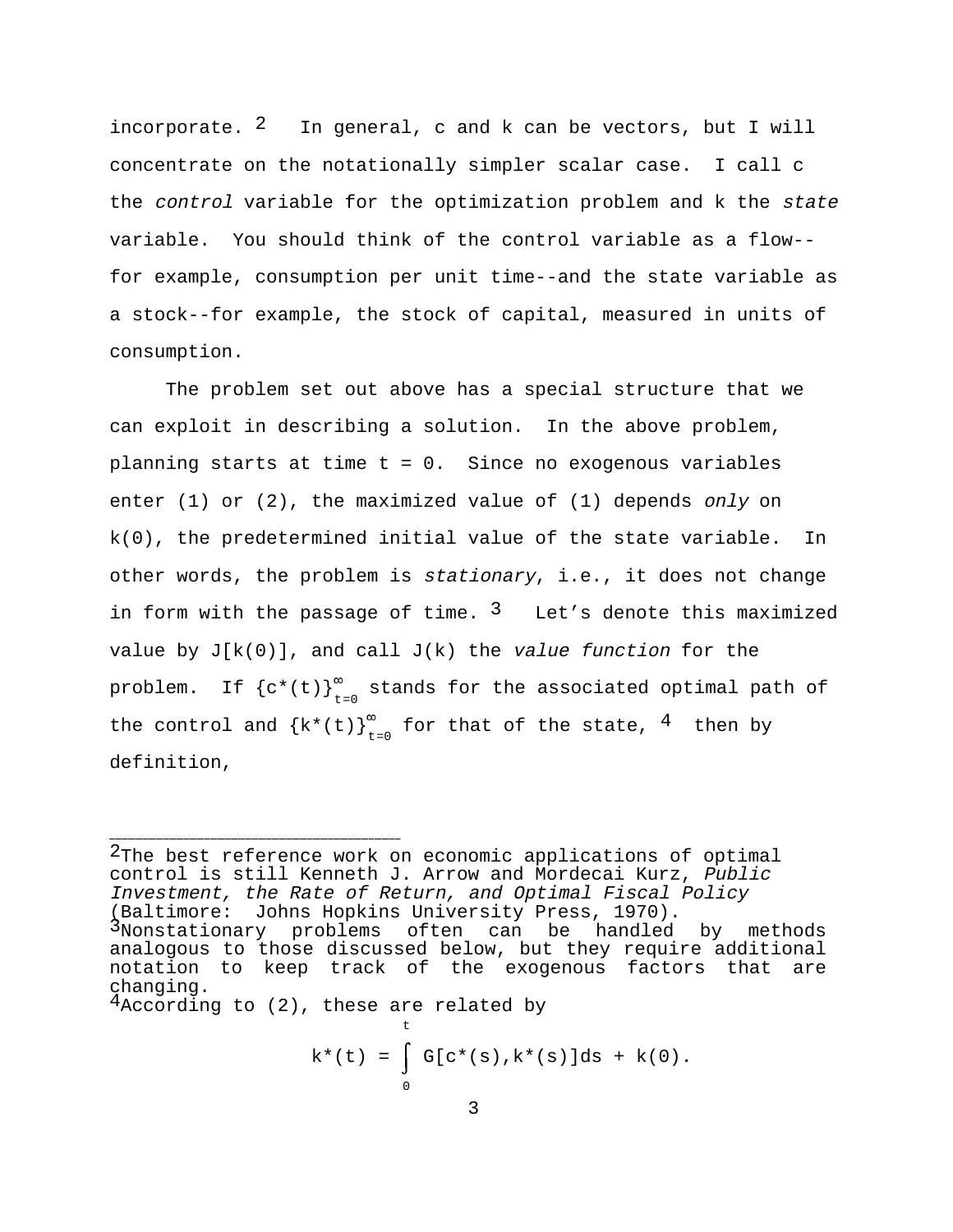incorporate.[2] In general, c and k can be vectors, but I will concentrate on the notationally simpler scalar case. I call c the *control* variable for the optimization problem and k the *state* variable. You should think of the control variable as a flow--for example, consumption per unit time--and the state variable as a stock--for example, the stock of capital, measured in units of consumption.

The problem set out above has a special structure that we can exploit in describing a solution. In the above problem, planning starts at time t = 0. Since no exogenous variables enter (1) or (2), the maximized value of (1) depends *only* on k(0), the predetermined initial value of the state variable. In other words, the problem is *stationary*, i.e., it does not change in form with the passage of time.[3] Let's denote this maximized value by J[k(0)], and call J(k) the *value function* for the problem. If $\{c^*(t)\}_{t=0}^{\infty}$ stands for the associated optimal path of the control and $\{k^*(t)\}_{t=0}^{\infty}$ for that of the state,[4] then by definition,

---

[2]The best reference work on economic applications of optimal control is still Kenneth J. Arrow and Mordecai Kurz, *Public Investment, the Rate of Return, and Optimal Fiscal Policy* (Baltimore: Johns Hopkins University Press, 1970).

[3]Nonstationary problems often can be handled by methods analogous to those discussed below, but they require additional notation to keep track of the exogenous factors that are changing.

[4]According to (2), these are related by

$$k^*(t) = \int_0^t G[c^*(s),k^*(s)]ds + k(0).$$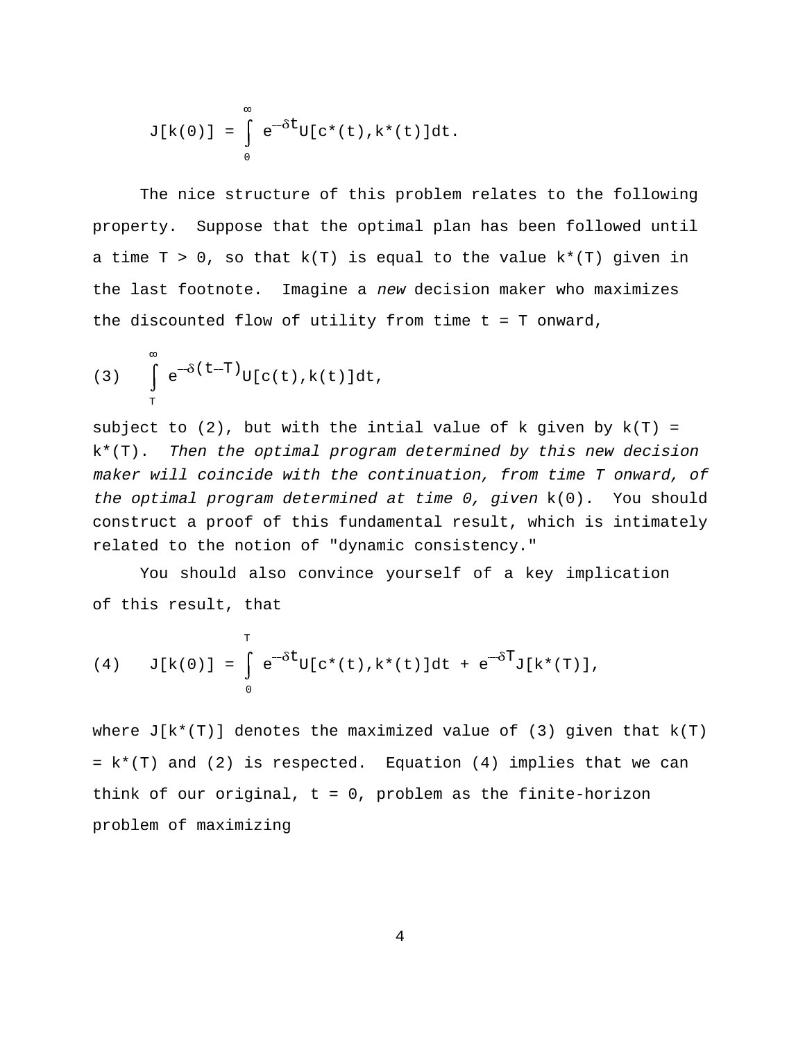$$J[k(0)] = \int_0^\infty e^{-\delta t} U[c^*(t),k^*(t)]dt.$$

The nice structure of this problem relates to the following property. Suppose that the optimal plan has been followed until a time T > 0, so that k(T) is equal to the value k*(T) given in the last footnote. Imagine a *new* decision maker who maximizes the discounted flow of utility from time t = T onward,

$$(3) \quad \int_T^\infty e^{-\delta(t-T)} U[c(t),k(t)]dt,$$

subject to (2), but with the intial value of k given by k(T) = k*(T). *Then the optimal program determined by this new decision maker will coincide with the continuation, from time T onward, of the optimal program determined at time 0, given* k(0). You should construct a proof of this fundamental result, which is intimately related to the notion of "dynamic consistency."

You should also convince yourself of a key implication of this result, that

$$(4) \quad J[k(0)] = \int_0^T e^{-\delta t} U[c^*(t),k^*(t)]dt + e^{-\delta T} J[k^*(T)],$$

where J[k*(T)] denotes the maximized value of (3) given that k(T) = k*(T) and (2) is respected. Equation (4) implies that we can think of our original, t = 0, problem as the finite-horizon problem of maximizing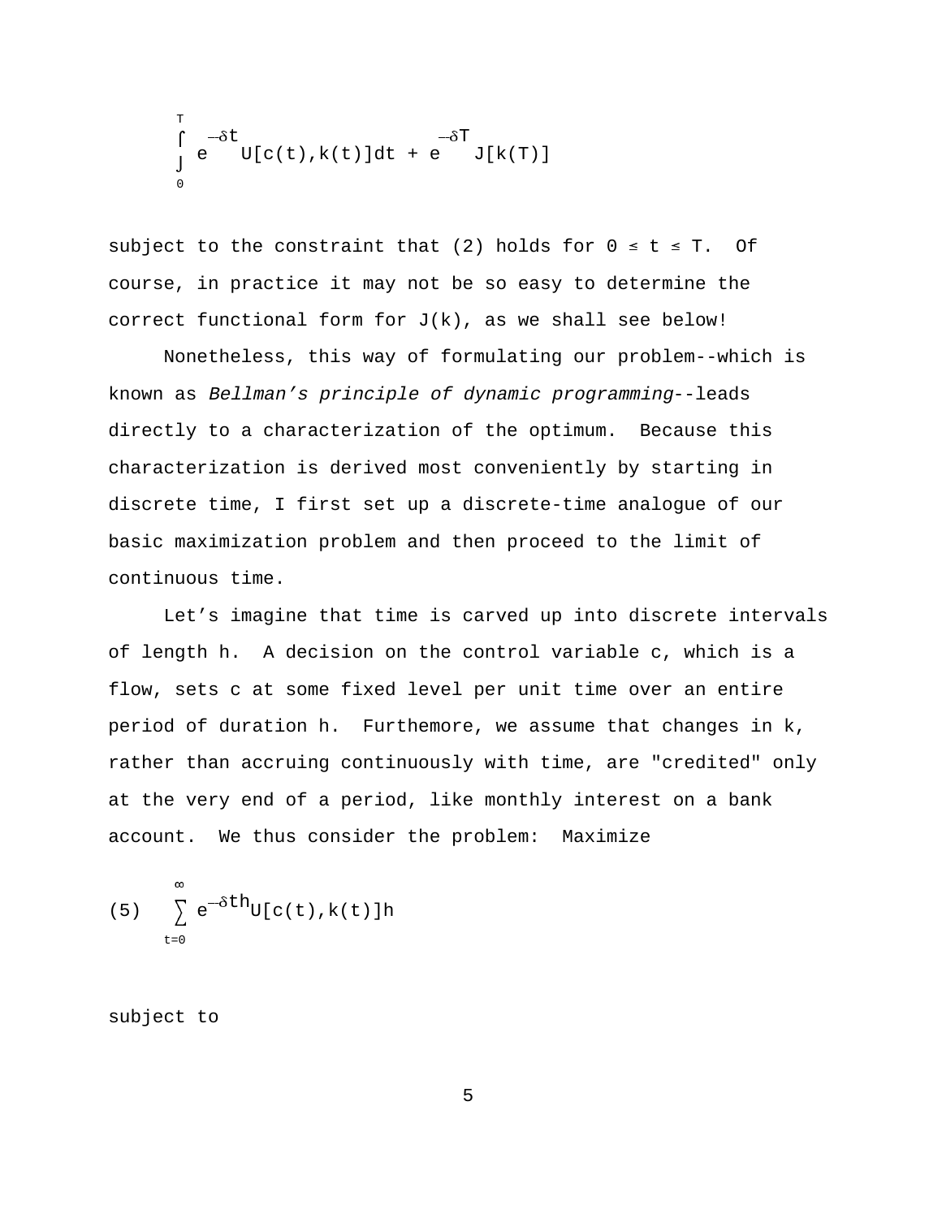$$\int_0^T e^{-\delta t} U[c(t),k(t)]dt + e^{-\delta T} J[k(T)]$$

subject to the constraint that (2) holds for $0 \leq t \leq T$. Of course, in practice it may not be so easy to determine the correct functional form for $J(k)$, as we shall see below!

Nonetheless, this way of formulating our problem--which is known as *Bellman's principle of dynamic programming*--leads directly to a characterization of the optimum. Because this characterization is derived most conveniently by starting in discrete time, I first set up a discrete-time analogue of our basic maximization problem and then proceed to the limit of continuous time.

Let's imagine that time is carved up into discrete intervals of length $h$. A decision on the control variable $c$, which is a flow, sets $c$ at some fixed level per unit time over an entire period of duration $h$. Furthermore, we assume that changes in $k$, rather than accruing continuously with time, are "credited" only at the very end of a period, like monthly interest on a bank account. We thus consider the problem: Maximize

$$(5) \quad \sum_{t=0}^{\infty} e^{-\delta th} U[c(t),k(t)]h$$

subject to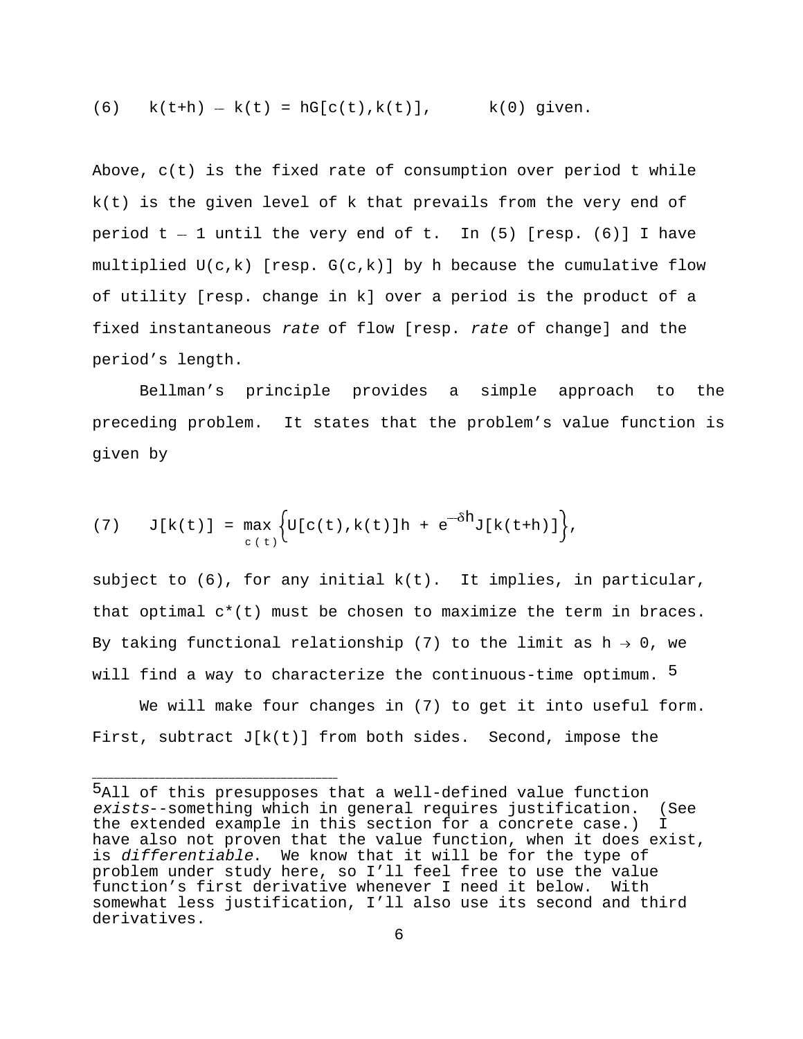$$(6) \quad k(t+h) - k(t) = hG[c(t),k(t)], \qquad k(0) \text{ given.}$$

Above, $c(t)$ is the fixed rate of consumption over period $t$ while $k(t)$ is the given level of $k$ that prevails from the very end of period $t - 1$ until the very end of $t$. In (5) [resp. (6)] I have multiplied $U(c,k)$ [resp. $G(c,k)$] by $h$ because the cumulative flow of utility [resp. change in $k$] over a period is the product of a fixed instantaneous *rate* of flow [resp. *rate* of change] and the period's length.

Bellman's principle provides a simple approach to the preceding problem. It states that the problem's value function is given by

$$(7) \quad J[k(t)] = \max_{c(t)} \left\{ U[c(t),k(t)]h + e^{-\delta h} J[k(t+h)] \right\},$$

subject to (6), for any initial $k(t)$. It implies, in particular, that optimal $c^*(t)$ must be chosen to maximize the term in braces. By taking functional relationship (7) to the limit as $h \to 0$, we will find a way to characterize the continuous-time optimum.[5]

We will make four changes in (7) to get it into useful form. First, subtract $J[k(t)]$ from both sides. Second, impose the

---

[5]All of this presupposes that a well-defined value function *exists*--something which in general requires justification. (See the extended example in this section for a concrete case.) I have also not proven that the value function, when it does exist, is *differentiable*. We know that it will be for the type of problem under study here, so I'll feel free to use the value function's first derivative whenever I need it below. With somewhat less justification, I'll also use its second and third derivatives.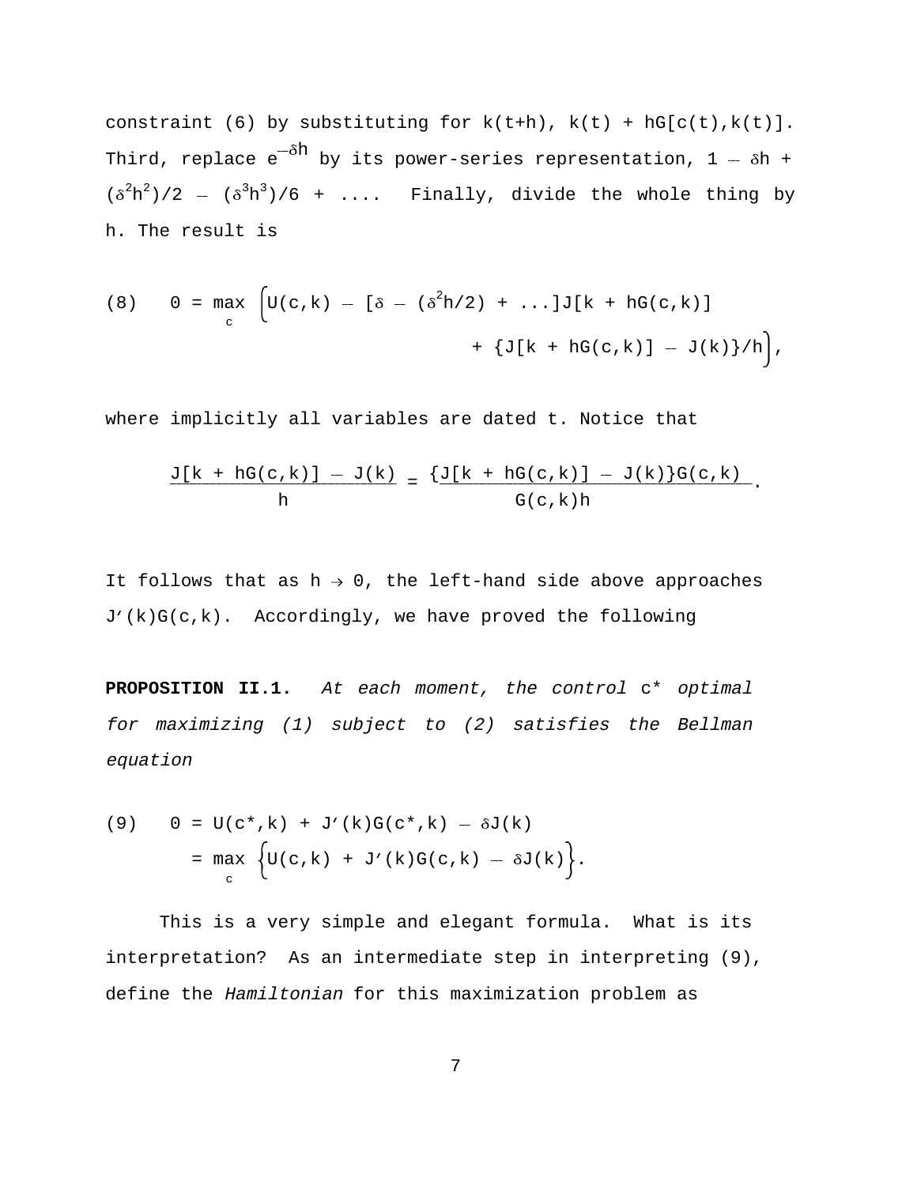constraint (6) by substituting for $k(t+h)$, $k(t) + hG[c(t),k(t)]$. Third, replace $e^{-\delta h}$ by its power-series representation, $1 - \delta h + (\delta^2 h^2)/2 - (\delta^3 h^3)/6 + \ldots$. Finally, divide the whole thing by h. The result is

$$\text{(8)} \quad 0 = \max_{c} \Big\{U(c,k) - [\delta - (\delta^2 h/2) + \ldots]J[k + hG(c,k)] + \{J[k + hG(c,k)] - J(k)\}/h\Big\},$$

where implicitly all variables are dated t. Notice that

$$\frac{J[k + hG(c,k)] - J(k)}{h} = \frac{\{J[k + hG(c,k)] - J(k)\}G(c,k)}{G(c,k)h}.$$

It follows that as $h \to 0$, the left-hand side above approaches $J'(k)G(c,k)$. Accordingly, we have proved the following

**PROPOSITION II.1.** *At each moment, the control* $c^*$ *optimal for maximizing (1) subject to (2) satisfies the Bellman equation*

$$\text{(9)} \quad 0 = U(c^*,k) + J'(k)G(c^*,k) - \delta J(k) = \max_{c} \Big\{U(c,k) + J'(k)G(c,k) - \delta J(k)\Big\}.$$

This is a very simple and elegant formula. What is its interpretation? As an intermediate step in interpreting (9), define the *Hamiltonian* for this maximization problem as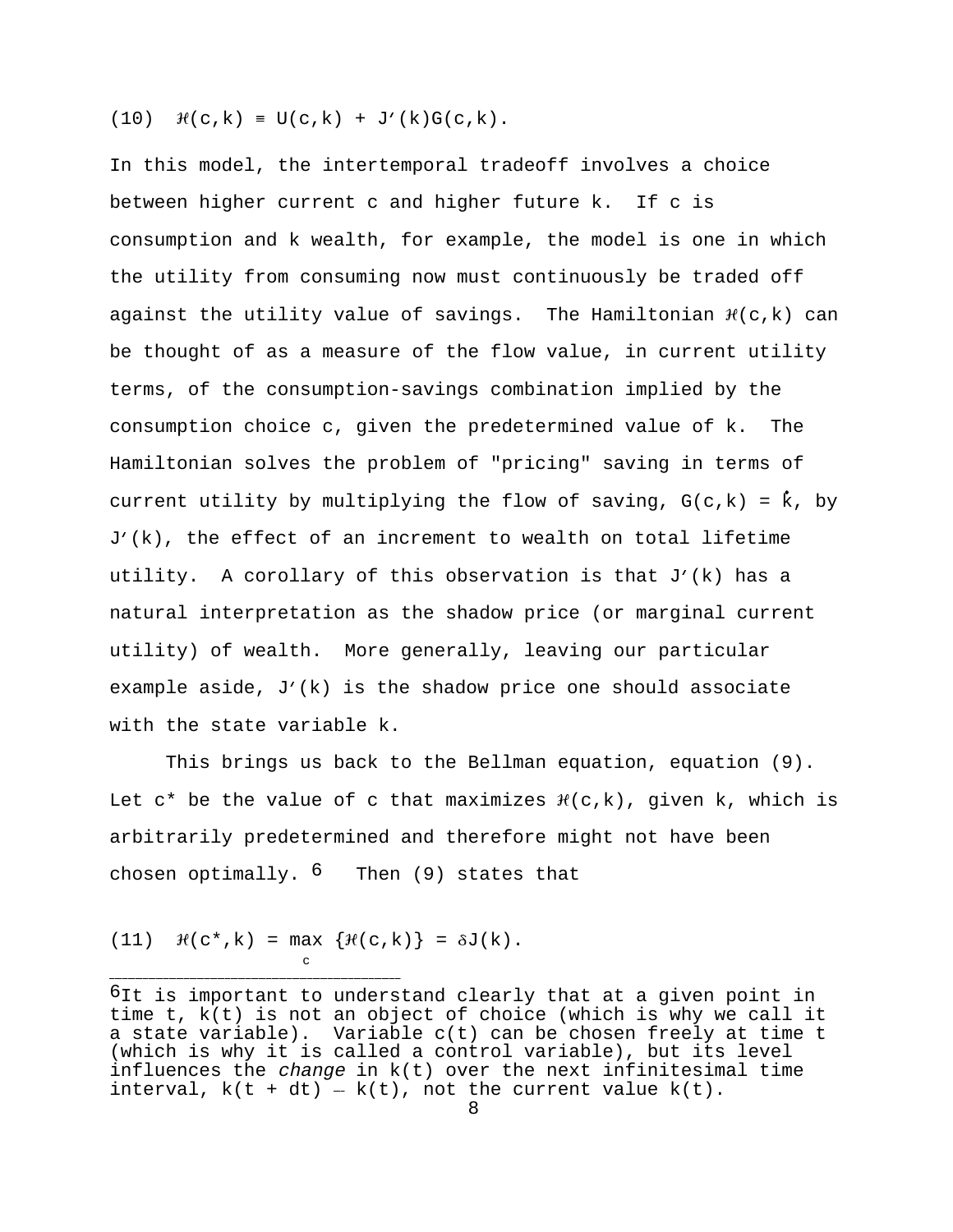$$(10)\quad \mathcal{H}(c,k) \equiv U(c,k) + J'(k)G(c,k).$$

In this model, the intertemporal tradeoff involves a choice between higher current c and higher future k. If c is consumption and k wealth, for example, the model is one in which the utility from consuming now must continuously be traded off against the utility value of savings. The Hamiltonian $\mathcal{H}(c,k)$ can be thought of as a measure of the flow value, in current utility terms, of the consumption-savings combination implied by the consumption choice c, given the predetermined value of k. The Hamiltonian solves the problem of "pricing" saving in terms of current utility by multiplying the flow of saving, $G(c,k) = \dot{k}$, by $J'(k)$, the effect of an increment to wealth on total lifetime utility. A corollary of this observation is that $J'(k)$ has a natural interpretation as the shadow price (or marginal current utility) of wealth. More generally, leaving our particular example aside, $J'(k)$ is the shadow price one should associate with the state variable k.

This brings us back to the Bellman equation, equation (9). Let c* be the value of c that maximizes $\mathcal{H}(c,k)$, given k, which is arbitrarily predetermined and therefore might not have been chosen optimally.[6] Then (9) states that

$$(11)\quad \mathcal{H}(c^*,k) = \max_{c} \{\mathcal{H}(c,k)\} = \delta J(k).$$

---

[6] It is important to understand clearly that at a given point in time t, k(t) is not an object of choice (which is why we call it a state variable). Variable c(t) can be chosen freely at time t (which is why it is called a control variable), but its level influences the *change* in k(t) over the next infinitesimal time interval, $k(t + dt) - k(t)$, not the current value k(t).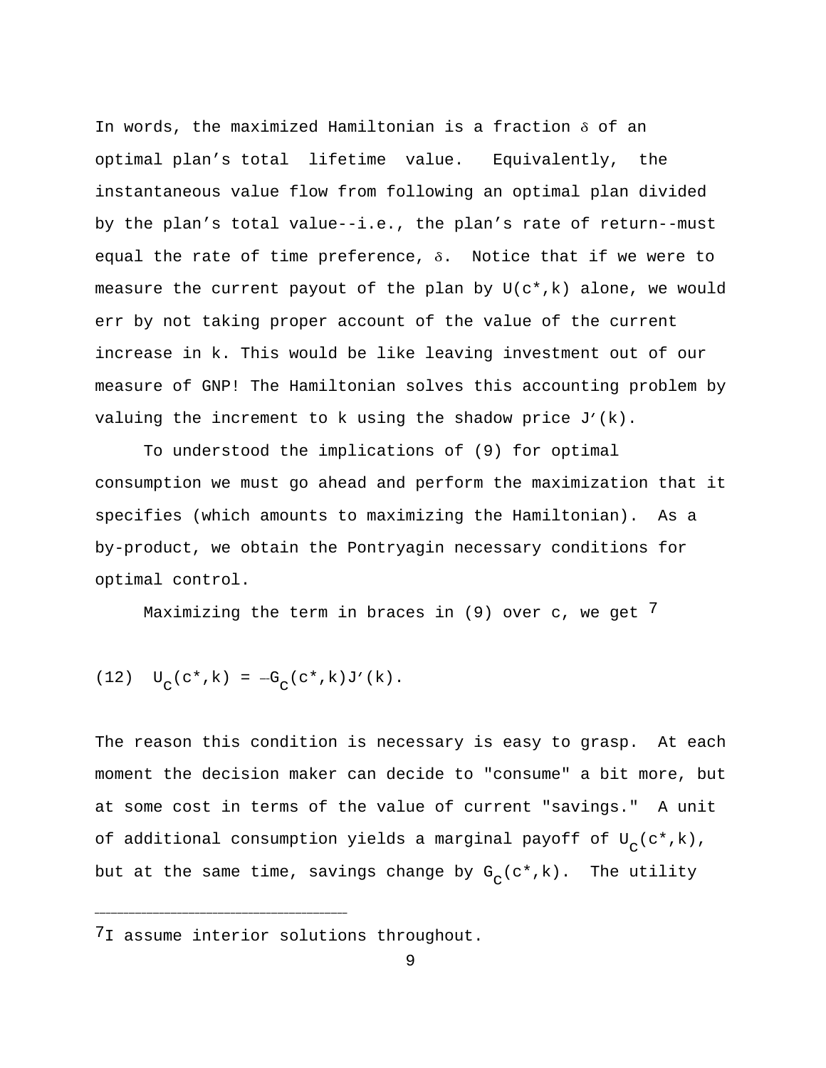In words, the maximized Hamiltonian is a fraction $\delta$ of an optimal plan's total lifetime value. Equivalently, the instantaneous value flow from following an optimal plan divided by the plan's total value--i.e., the plan's rate of return--must equal the rate of time preference, $\delta$. Notice that if we were to measure the current payout of the plan by $U(c^*,k)$ alone, we would err by not taking proper account of the value of the current increase in k. This would be like leaving investment out of our measure of GNP! The Hamiltonian solves this accounting problem by valuing the increment to k using the shadow price $J'(k)$.

To understood the implications of (9) for optimal consumption we must go ahead and perform the maximization that it specifies (which amounts to maximizing the Hamiltonian). As a by-product, we obtain the Pontryagin necessary conditions for optimal control.

Maximizing the term in braces in (9) over c, we get [7]

$$(12) \quad U_c(c^*,k) = -G_c(c^*,k)J'(k).$$

The reason this condition is necessary is easy to grasp. At each moment the decision maker can decide to "consume" a bit more, but at some cost in terms of the value of current "savings." A unit of additional consumption yields a marginal payoff of $U_c(c^*,k)$, but at the same time, savings change by $G_c(c^*,k)$. The utility

---

[7] I assume interior solutions throughout.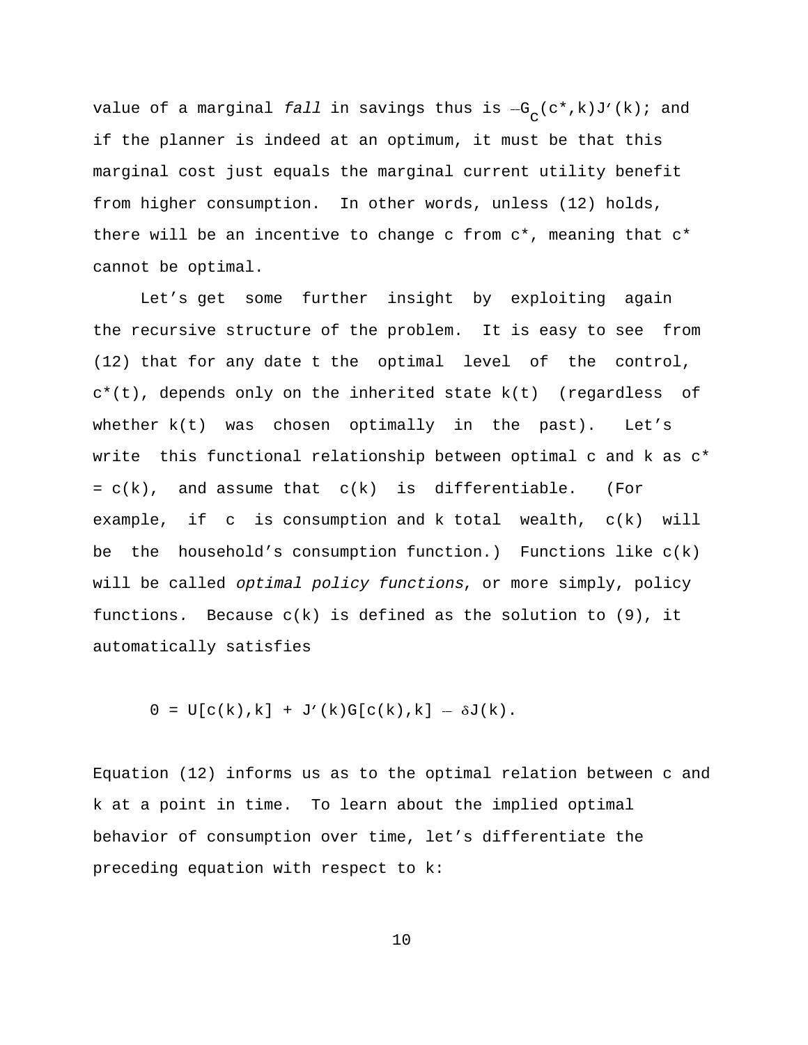value of a marginal *fall* in savings thus is $-G_c(c^*,k)J'(k)$; and if the planner is indeed at an optimum, it must be that this marginal cost just equals the marginal current utility benefit from higher consumption. In other words, unless (12) holds, there will be an incentive to change c from c*, meaning that c* cannot be optimal.

Let's get some further insight by exploiting again the recursive structure of the problem. It is easy to see from (12) that for any date t the optimal level of the control, $c^*(t)$, depends only on the inherited state $k(t)$ (regardless of whether $k(t)$ was chosen optimally in the past). Let's write this functional relationship between optimal c and k as $c^* = c(k)$, and assume that $c(k)$ is differentiable. (For example, if c is consumption and k total wealth, $c(k)$ will be the household's consumption function.) Functions like $c(k)$ will be called *optimal policy functions*, or more simply, policy functions. Because $c(k)$ is defined as the solution to (9), it automatically satisfies

$$0 = U[c(k),k] + J'(k)G[c(k),k] - \delta J(k).$$

Equation (12) informs us as to the optimal relation between c and k at a point in time. To learn about the implied optimal behavior of consumption over time, let's differentiate the preceding equation with respect to k: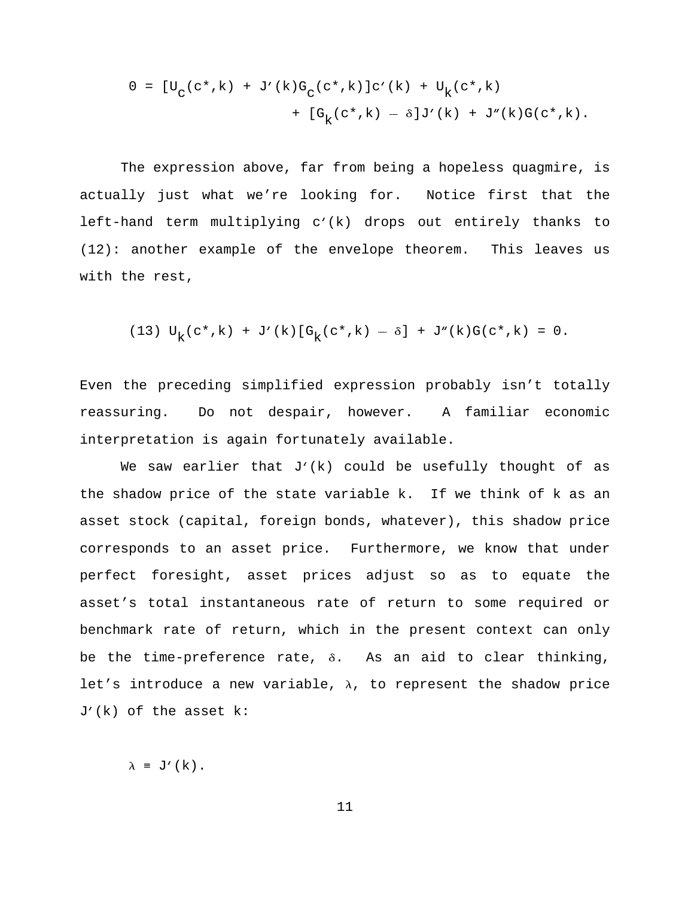$$0 = [U_c(c^*,k) + J'(k)G_c(c^*,k)]c'(k) + U_k(c^*,k)$$
$$+ [G_k(c^*,k) - \delta]J'(k) + J''(k)G(c^*,k).$$

The expression above, far from being a hopeless quagmire, is actually just what we're looking for. Notice first that the left-hand term multiplying $c'(k)$ drops out entirely thanks to (12): another example of the envelope theorem. This leaves us with the rest,

$$\text{(13)} \quad U_k(c^*,k) + J'(k)[G_k(c^*,k) - \delta] + J''(k)G(c^*,k) = 0.$$

Even the preceding simplified expression probably isn't totally reassuring. Do not despair, however. A familiar economic interpretation is again fortunately available.

We saw earlier that $J'(k)$ could be usefully thought of as the shadow price of the state variable $k$. If we think of $k$ as an asset stock (capital, foreign bonds, whatever), this shadow price corresponds to an asset price. Furthermore, we know that under perfect foresight, asset prices adjust so as to equate the asset's total instantaneous rate of return to some required or benchmark rate of return, which in the present context can only be the time-preference rate, $\delta$. As an aid to clear thinking, let's introduce a new variable, $\lambda$, to represent the shadow price $J'(k)$ of the asset $k$:

$$\lambda \equiv J'(k).$$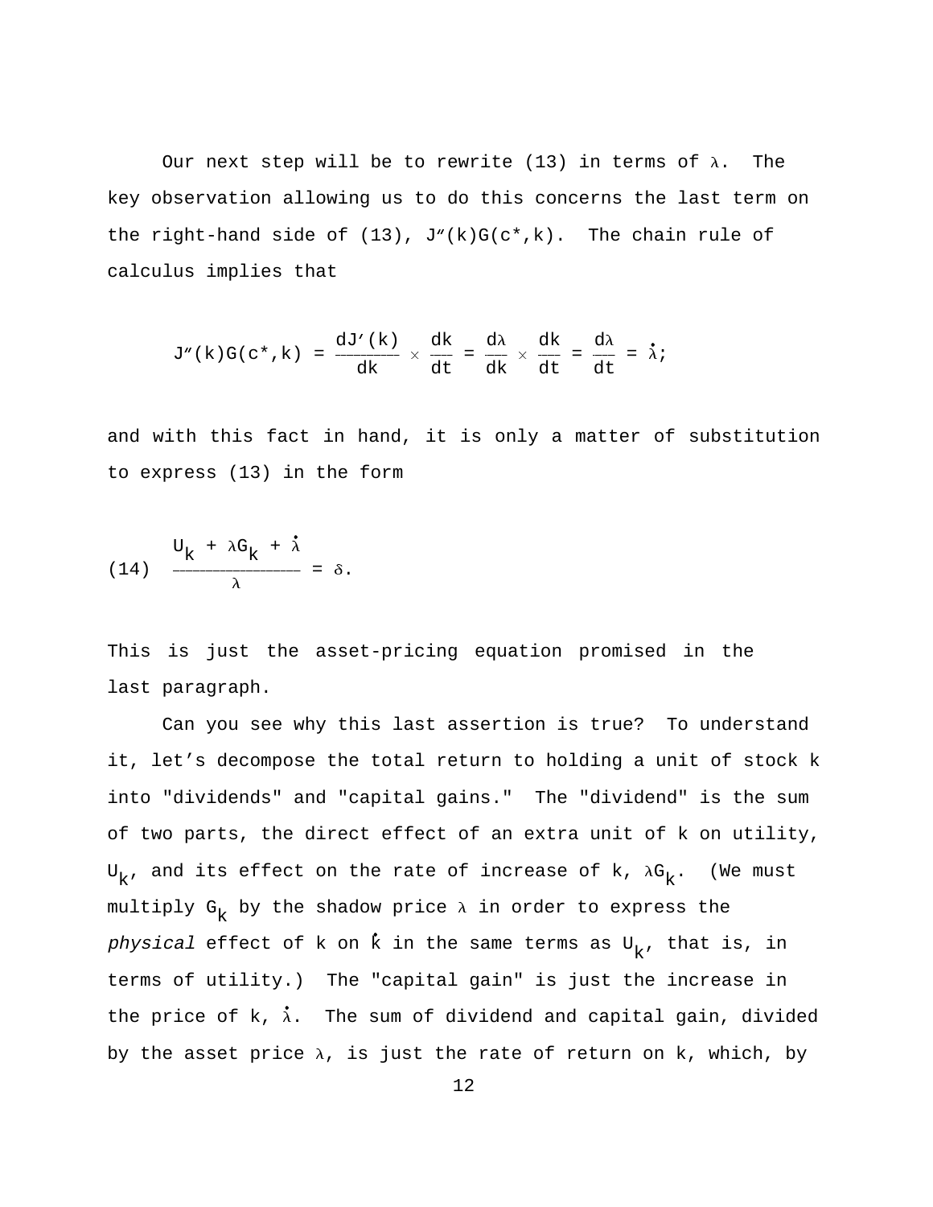Our next step will be to rewrite (13) in terms of $\lambda$. The key observation allowing us to do this concerns the last term on the right-hand side of (13), $J''(k)G(c^*,k)$. The chain rule of calculus implies that

$$J''(k)G(c^*,k) = \frac{dJ'(k)}{dk} \times \frac{dk}{dt} = \frac{d\lambda}{dk} \times \frac{dk}{dt} = \frac{d\lambda}{dt} = \dot{\lambda};$$

and with this fact in hand, it is only a matter of substitution to express (13) in the form

$$\frac{U_k + \lambda G_k + \dot{\lambda}}{\lambda} = \delta. \tag{14}$$

This is just the asset-pricing equation promised in the last paragraph.

Can you see why this last assertion is true? To understand it, let's decompose the total return to holding a unit of stock k into "dividends" and "capital gains." The "dividend" is the sum of two parts, the direct effect of an extra unit of k on utility, $U_k$, and its effect on the rate of increase of k, $\lambda G_k$. (We must multiply $G_k$ by the shadow price $\lambda$ in order to express the *physical* effect of k on $\dot{k}$ in the same terms as $U_k$, that is, in terms of utility.) The "capital gain" is just the increase in the price of k, $\dot{\lambda}$. The sum of dividend and capital gain, divided by the asset price $\lambda$, is just the rate of return on k, which, by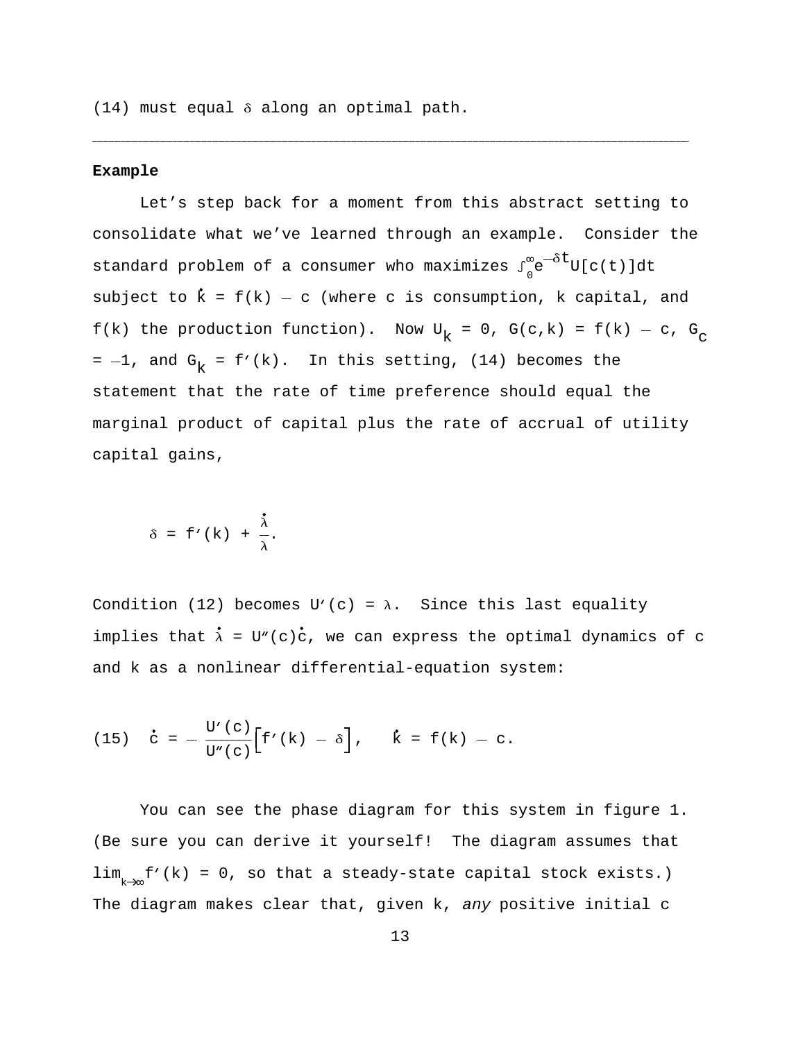(14) must equal $\delta$ along an optimal path.

---

**Example**

Let's step back for a moment from this abstract setting to consolidate what we've learned through an example. Consider the standard problem of a consumer who maximizes $\int_0^\infty e^{-\delta t}U[c(t)]dt$ subject to $\dot{k} = f(k) - c$ (where c is consumption, k capital, and f(k) the production function). Now $U_k = 0$, $G(c,k) = f(k) - c$, $G_c = -1$, and $G_k = f'(k)$. In this setting, (14) becomes the statement that the rate of time preference should equal the marginal product of capital plus the rate of accrual of utility capital gains,

$$\delta = f'(k) + \frac{\dot{\lambda}}{\lambda}.$$

Condition (12) becomes $U'(c) = \lambda$. Since this last equality implies that $\dot{\lambda} = U''(c)\dot{c}$, we can express the optimal dynamics of c and k as a nonlinear differential-equation system:

$$\text{(15)} \quad \dot{c} = -\frac{U'(c)}{U''(c)}\Big[f'(k) - \delta\Big], \quad \dot{k} = f(k) - c.$$

You can see the phase diagram for this system in figure 1. (Be sure you can derive it yourself! The diagram assumes that $\lim_{k\to\infty} f'(k) = 0$, so that a steady-state capital stock exists.) The diagram makes clear that, given k, *any* positive initial c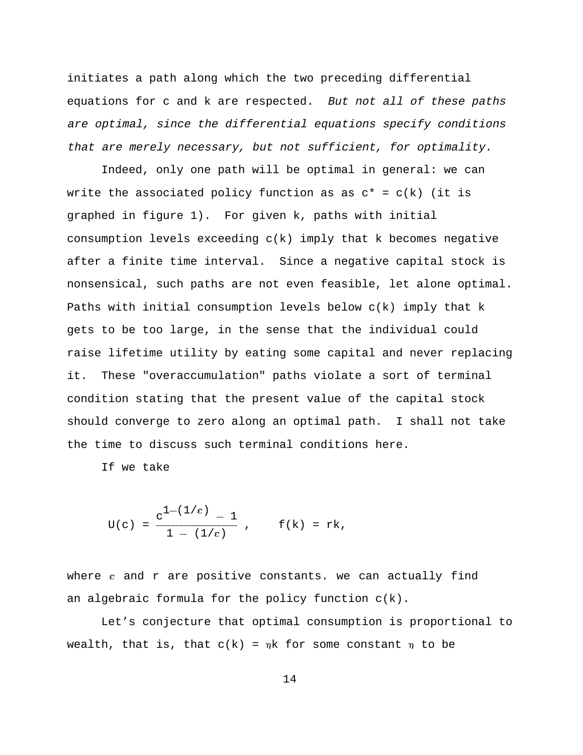initiates a path along which the two preceding differential equations for c and k are respected. *But not all of these paths are optimal, since the differential equations specify conditions that are merely necessary, but not sufficient, for optimality.*

Indeed, only one path will be optimal in general: we can write the associated policy function as as $c^* = c(k)$ (it is graphed in figure 1). For given k, paths with initial consumption levels exceeding c(k) imply that k becomes negative after a finite time interval. Since a negative capital stock is nonsensical, such paths are not even feasible, let alone optimal. Paths with initial consumption levels below c(k) imply that k gets to be too large, in the sense that the individual could raise lifetime utility by eating some capital and never replacing it. These "overaccumulation" paths violate a sort of terminal condition stating that the present value of the capital stock should converge to zero along an optimal path. I shall not take the time to discuss such terminal conditions here.

If we take

$$U(c) = \frac{c^{1-(1/\varepsilon)} - 1}{1 - (1/\varepsilon)}, \qquad f(k) = rk,$$

where $\varepsilon$ and r are positive constants. we can actually find an algebraic formula for the policy function c(k).

Let's conjecture that optimal consumption is proportional to wealth, that is, that $c(k) = \eta k$ for some constant $\eta$ to be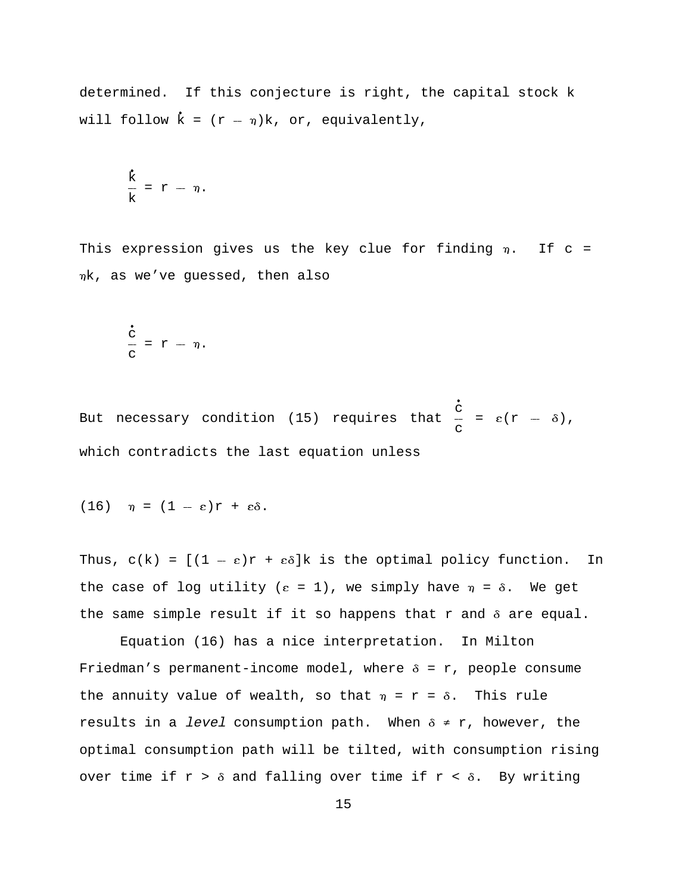determined. If this conjecture is right, the capital stock k will follow $\dot{k} = (r - \eta)k$, or, equivalently,

$$\frac{\dot{k}}{k} = r - \eta.$$

This expression gives us the key clue for finding $\eta$. If $c = \eta k$, as we've guessed, then also

$$\frac{\dot{c}}{c} = r - \eta.$$

But necessary condition (15) requires that $\frac{\dot{c}}{c} = \varepsilon(r - \delta)$, which contradicts the last equation unless

$$\eta = (1 - \varepsilon)r + \varepsilon\delta. \tag{16}$$

Thus, $c(k) = [(1 - \varepsilon)r + \varepsilon\delta]k$ is the optimal policy function. In the case of log utility ($\varepsilon = 1$), we simply have $\eta = \delta$. We get the same simple result if it so happens that r and $\delta$ are equal.

Equation (16) has a nice interpretation. In Milton Friedman's permanent-income model, where $\delta = r$, people consume the annuity value of wealth, so that $\eta = r = \delta$. This rule results in a *level* consumption path. When $\delta \neq r$, however, the optimal consumption path will be tilted, with consumption rising over time if $r > \delta$ and falling over time if $r < \delta$. By writing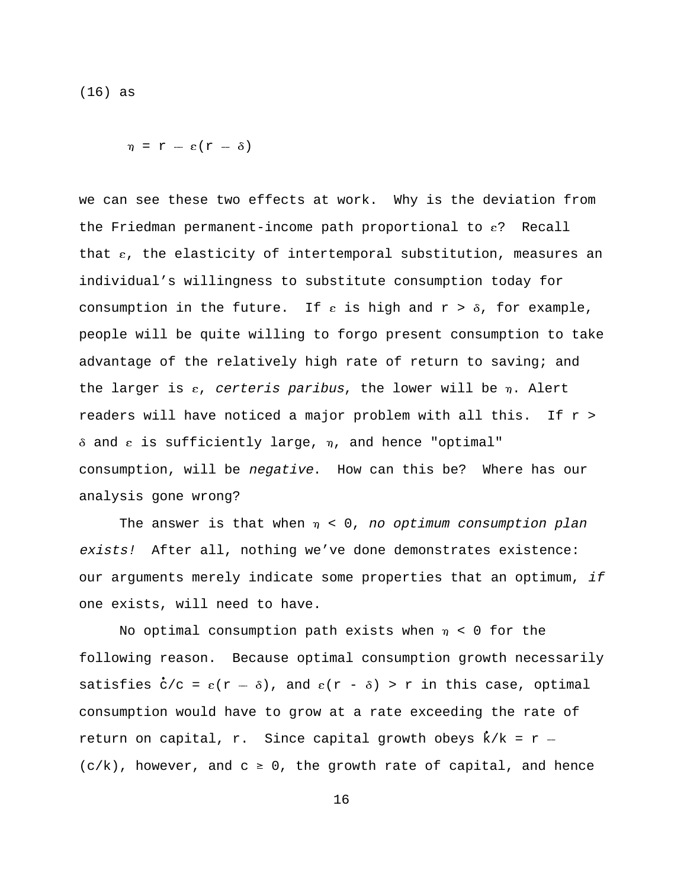(16) as

$$\eta = r - \varepsilon(r - \delta)$$

we can see these two effects at work. Why is the deviation from the Friedman permanent-income path proportional to $\varepsilon$? Recall that $\varepsilon$, the elasticity of intertemporal substitution, measures an individual's willingness to substitute consumption today for consumption in the future. If $\varepsilon$ is high and $r > \delta$, for example, people will be quite willing to forgo present consumption to take advantage of the relatively high rate of return to saving; and the larger is $\varepsilon$, *certeris paribus*, the lower will be $\eta$. Alert readers will have noticed a major problem with all this. If $r > \delta$ and $\varepsilon$ is sufficiently large, $\eta$, and hence "optimal" consumption, will be *negative*. How can this be? Where has our analysis gone wrong?

The answer is that when $\eta < 0$, *no optimum consumption plan exists!* After all, nothing we've done demonstrates existence: our arguments merely indicate some properties that an optimum, *if* one exists, will need to have.

No optimal consumption path exists when $\eta < 0$ for the following reason. Because optimal consumption growth necessarily satisfies $\dot{c}/c = \varepsilon(r - \delta)$, and $\varepsilon(r - \delta) > r$ in this case, optimal consumption would have to grow at a rate exceeding the rate of return on capital, $r$. Since capital growth obeys $\dot{k}/k = r - (c/k)$, however, and $c \geq 0$, the growth rate of capital, and hence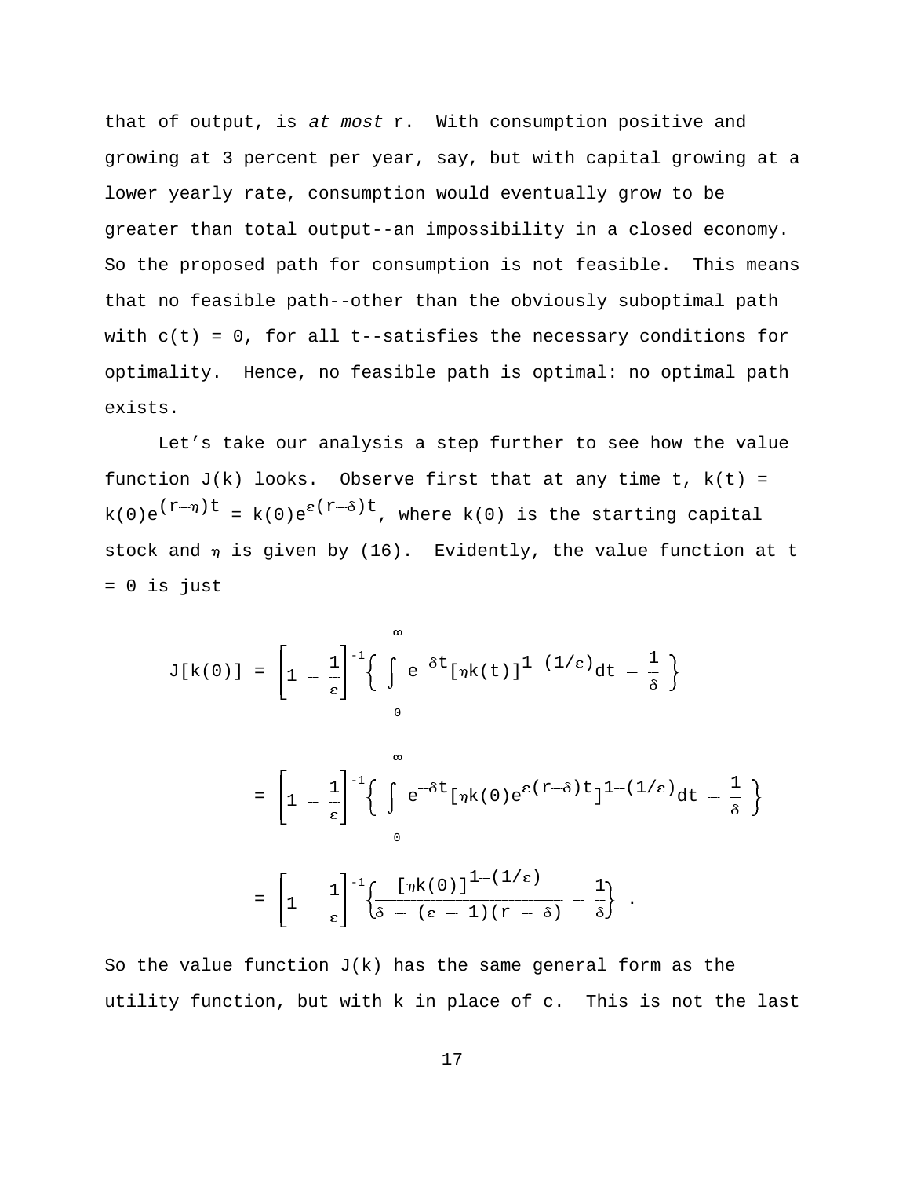that of output, is *at most* r. With consumption positive and growing at 3 percent per year, say, but with capital growing at a lower yearly rate, consumption would eventually grow to be greater than total output--an impossibility in a closed economy. So the proposed path for consumption is not feasible. This means that no feasible path--other than the obviously suboptimal path with $c(t) = 0$, for all t--satisfies the necessary conditions for optimality. Hence, no feasible path is optimal: no optimal path exists.

Let's take our analysis a step further to see how the value function $J(k)$ looks. Observe first that at any time t, $k(t) = k(0)e^{(r-\eta)t} = k(0)e^{\varepsilon(r-\delta)t}$, where $k(0)$ is the starting capital stock and $\eta$ is given by (16). Evidently, the value function at t = 0 is just

$$J[k(0)] = \left[1 - \frac{1}{\varepsilon}\right]^{-1}\left\{ \int_0^\infty e^{-\delta t}[\eta k(t)]^{1-(1/\varepsilon)}dt - \frac{1}{\delta} \right\}$$

$$= \left[1 - \frac{1}{\varepsilon}\right]^{-1}\left\{ \int_0^\infty e^{-\delta t}[\eta k(0)e^{\varepsilon(r-\delta)t}]^{1-(1/\varepsilon)}dt - \frac{1}{\delta} \right\}$$

$$= \left[1 - \frac{1}{\varepsilon}\right]^{-1}\left\{ \frac{[\eta k(0)]^{1-(1/\varepsilon)}}{\delta - (\varepsilon - 1)(r - \delta)} - \frac{1}{\delta} \right\} .$$

So the value function $J(k)$ has the same general form as the utility function, but with k in place of c. This is not the last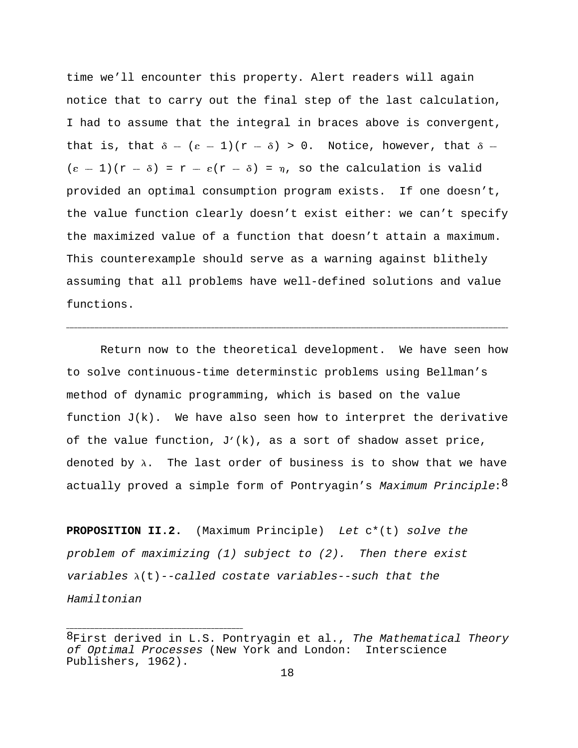time we'll encounter this property. Alert readers will again notice that to carry out the final step of the last calculation, I had to assume that the integral in braces above is convergent, that is, that $\delta - (\varepsilon - 1)(r - \delta) > 0$. Notice, however, that $\delta - (\varepsilon - 1)(r - \delta) = r - \varepsilon(r - \delta) = \eta$, so the calculation is valid provided an optimal consumption program exists. If one doesn't, the value function clearly doesn't exist either: we can't specify the maximized value of a function that doesn't attain a maximum. This counterexample should serve as a warning against blithely assuming that all problems have well-defined solutions and value functions.

---

Return now to the theoretical development. We have seen how to solve continuous-time determinstic problems using Bellman's method of dynamic programming, which is based on the value function $J(k)$. We have also seen how to interpret the derivative of the value function, $J'(k)$, as a sort of shadow asset price, denoted by $\lambda$. The last order of business is to show that we have actually proved a simple form of Pontryagin's *Maximum Principle*:[8]

**PROPOSITION II.2.** (Maximum Principle) *Let* $c^*(t)$ *solve the problem of maximizing (1) subject to (2). Then there exist variables* $\lambda(t)$*--called costate variables--such that the Hamiltonian*

[8]First derived in L.S. Pontryagin et al., *The Mathematical Theory of Optimal Processes* (New York and London: Interscience Publishers, 1962).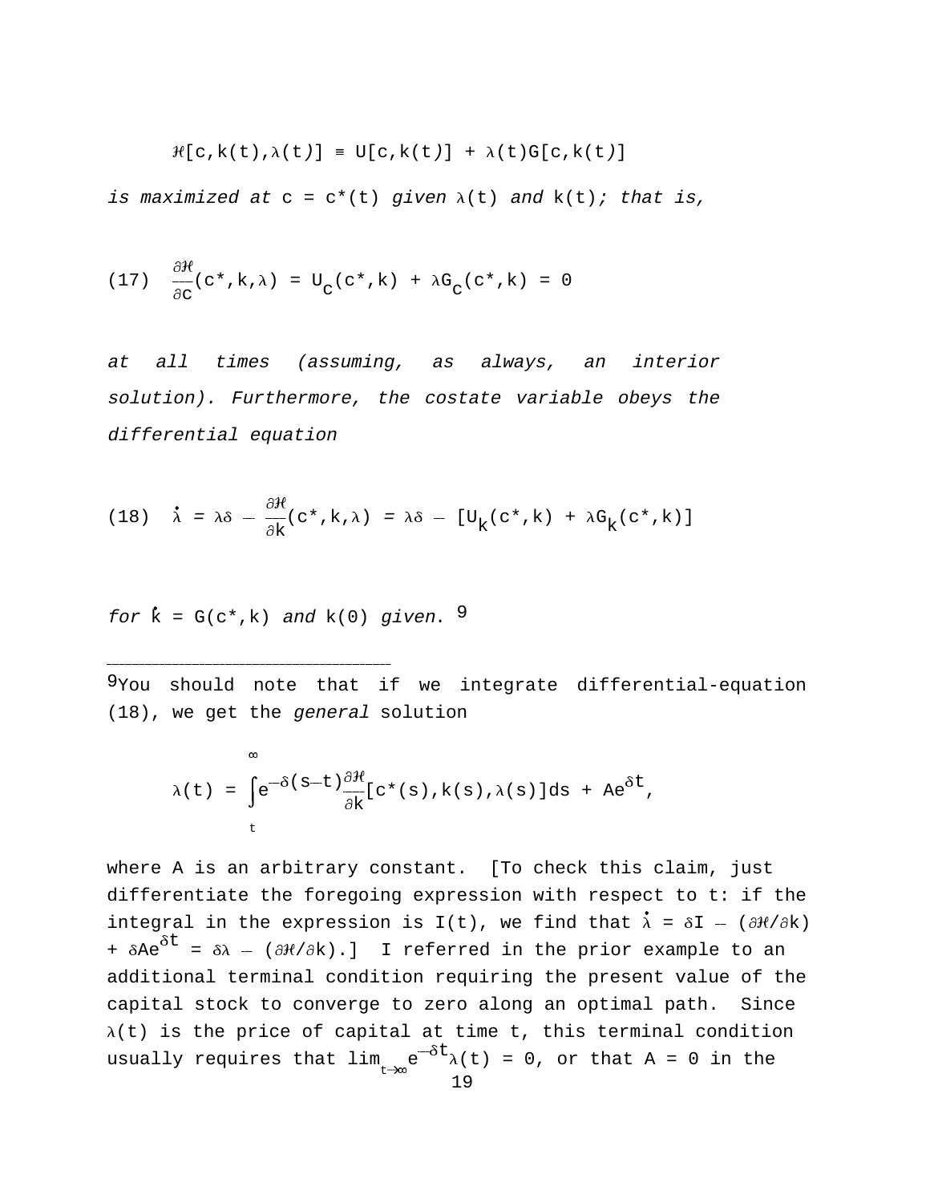$$\mathcal{H}[c,k(t),\lambda(t)] \equiv U[c,k(t)] + \lambda(t)G[c,k(t)]$$

*is maximized at* $c = c^*(t)$ *given* $\lambda(t)$ *and* $k(t)$*; that is,*

$$(17)\quad \frac{\partial\mathcal{H}}{\partial c}(c^*,k,\lambda) = U_c(c^*,k) + \lambda G_c(c^*,k) = 0$$

*at all times (assuming, as always, an interior solution). Furthermore, the costate variable obeys the differential equation*

$$(18)\quad \dot{\lambda} = \lambda\delta - \frac{\partial\mathcal{H}}{\partial k}(c^*,k,\lambda) = \lambda\delta - [U_k(c^*,k) + \lambda G_k(c^*,k)]$$

*for* $\dot{k} = G(c^*,k)$ *and* $k(0)$ *given.* [9]

---

[9] You should note that if we integrate differential-equation (18), we get the *general* solution

$$\lambda(t) = \int_t^\infty e^{-\delta(s-t)}\frac{\partial\mathcal{H}}{\partial k}[c^*(s),k(s),\lambda(s)]ds + Ae^{\delta t},$$

where A is an arbitrary constant. [To check this claim, just differentiate the foregoing expression with respect to t: if the integral in the expression is I(t), we find that $\dot{\lambda} = \delta I - (\partial\mathcal{H}/\partial k) + \delta Ae^{\delta t} = \delta\lambda - (\partial\mathcal{H}/\partial k)$.] I referred in the prior example to an additional terminal condition requiring the present value of the capital stock to converge to zero along an optimal path. Since $\lambda(t)$ is the price of capital at time t, this terminal condition usually requires that $\lim_{t\to\infty} e^{-\delta t}\lambda(t) = 0$, or that A = 0 in the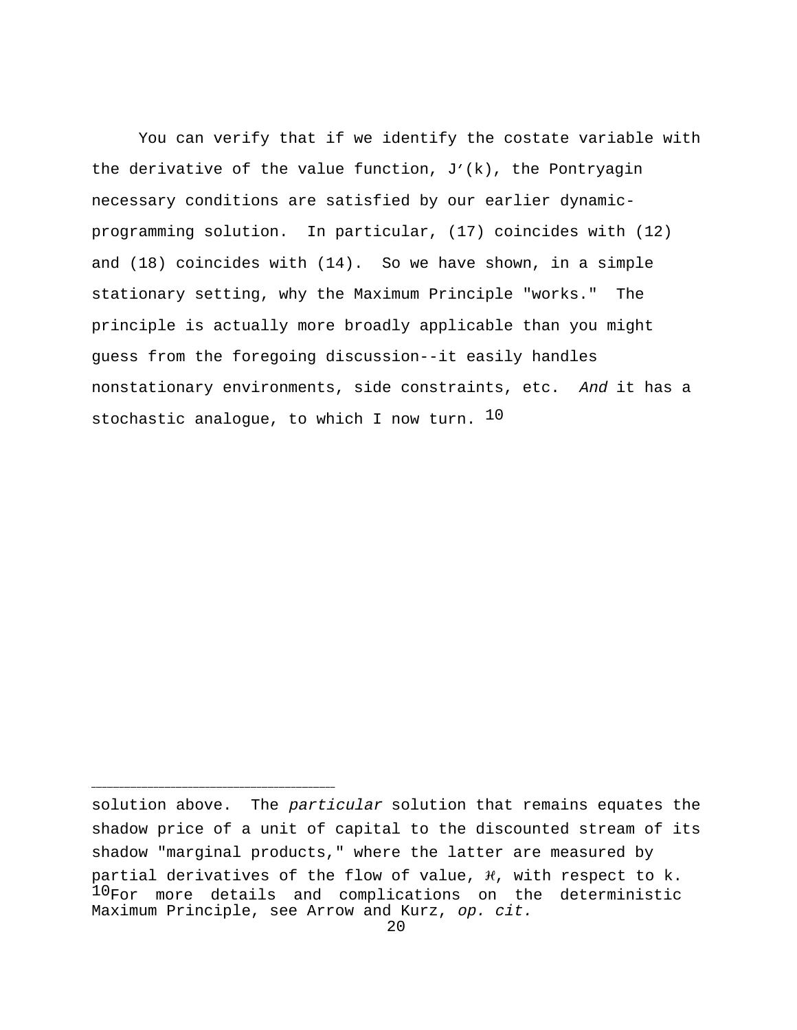You can verify that if we identify the costate variable with the derivative of the value function, $J'(k)$, the Pontryagin necessary conditions are satisfied by our earlier dynamic-programming solution. In particular, (17) coincides with (12) and (18) coincides with (14). So we have shown, in a simple stationary setting, why the Maximum Principle "works." The principle is actually more broadly applicable than you might guess from the foregoing discussion--it easily handles nonstationary environments, side constraints, etc. *And* it has a stochastic analogue, to which I now turn.[10]

---

solution above. The *particular* solution that remains equates the shadow price of a unit of capital to the discounted stream of its shadow "marginal products," where the latter are measured by partial derivatives of the flow of value, $\mathcal{H}$, with respect to k.

[10]For more details and complications on the deterministic Maximum Principle, see Arrow and Kurz, *op. cit.*